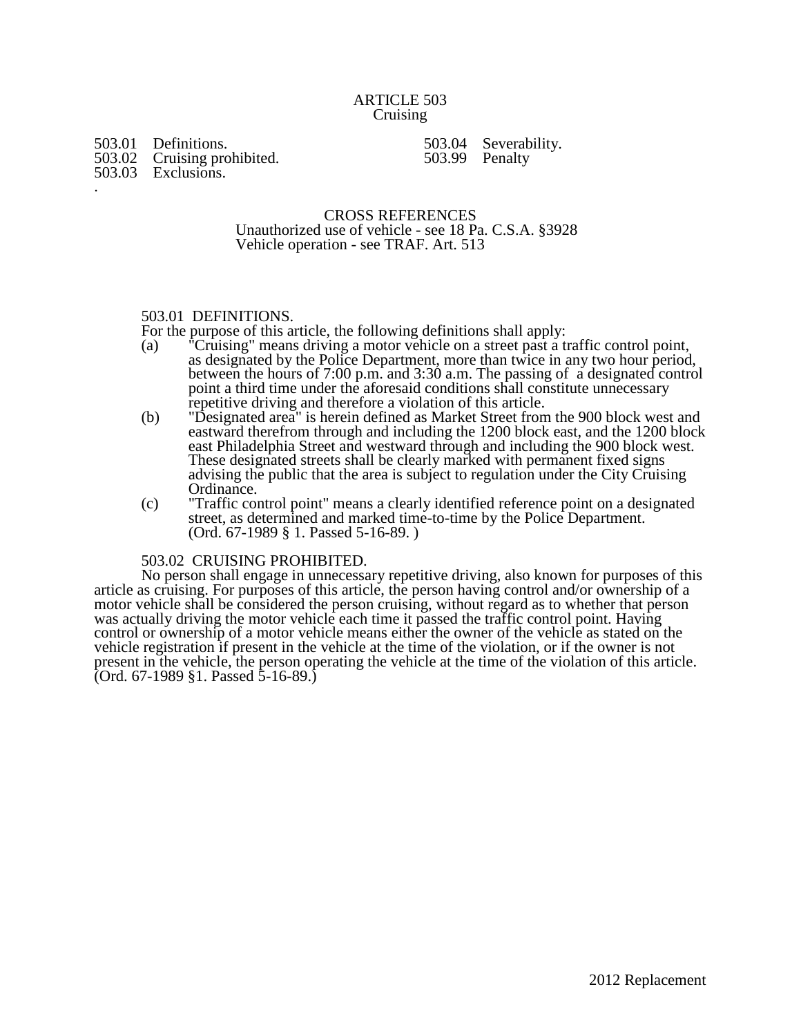# ARTICLE 503
## Cruising

503.01 Definitions.
503.02 Cruising prohibited.
503.03 Exclusions.
503.04 Severability.
503.99 Penalty

CROSS REFERENCES
Unauthorized use of vehicle - see 18 Pa. C.S.A. §3928
Vehicle operation - see TRAF. Art. 513

### 503.01 DEFINITIONS.

For the purpose of this article, the following definitions shall apply:

(a) "Cruising" means driving a motor vehicle on a street past a traffic control point, as designated by the Police Department, more than twice in any two hour period, between the hours of 7:00 p.m. and 3:30 a.m. The passing of a designated control point a third time under the aforesaid conditions shall constitute unnecessary repetitive driving and therefore a violation of this article.

(b) "Designated area" is herein defined as Market Street from the 900 block west and eastward therefrom through and including the 1200 block east, and the 1200 block east Philadelphia Street and westward through and including the 900 block west. These designated streets shall be clearly marked with permanent fixed signs advising the public that the area is subject to regulation under the City Cruising Ordinance.

(c) "Traffic control point" means a clearly identified reference point on a designated street, as determined and marked time-to-time by the Police Department.
(Ord. 67-1989 § 1. Passed 5-16-89. )

### 503.02 CRUISING PROHIBITED.

No person shall engage in unnecessary repetitive driving, also known for purposes of this article as cruising. For purposes of this article, the person having control and/or ownership of a motor vehicle shall be considered the person cruising, without regard as to whether that person was actually driving the motor vehicle each time it passed the traffic control point. Having control or ownership of a motor vehicle means either the owner of the vehicle as stated on the vehicle registration if present in the vehicle at the time of the violation, or if the owner is not present in the vehicle, the person operating the vehicle at the time of the violation of this article. (Ord. 67-1989 §1. Passed 5-16-89.)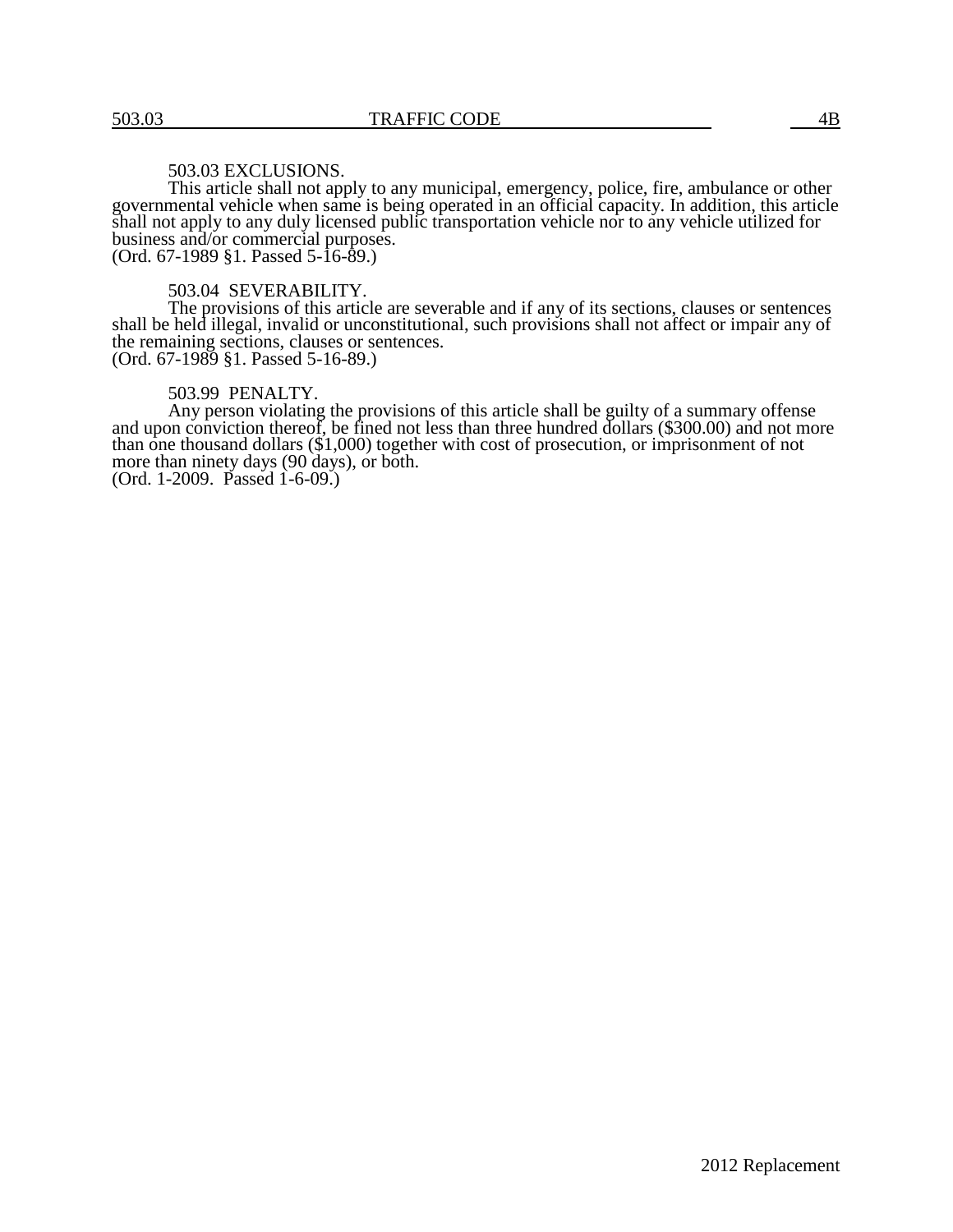### 503.03 EXCLUSIONS.

This article shall not apply to any municipal, emergency, police, fire, ambulance or other governmental vehicle when same is being operated in an official capacity. In addition, this article shall not apply to any duly licensed public transportation vehicle nor to any vehicle utilized for business and/or commercial purposes.
(Ord. 67-1989 §1. Passed 5-16-89.)

### 503.04 SEVERABILITY.

The provisions of this article are severable and if any of its sections, clauses or sentences shall be held illegal, invalid or unconstitutional, such provisions shall not affect or impair any of the remaining sections, clauses or sentences.
(Ord. 67-1989 §1. Passed 5-16-89.)

### 503.99 PENALTY.

Any person violating the provisions of this article shall be guilty of a summary offense and upon conviction thereof, be fined not less than three hundred dollars ($300.00) and not more than one thousand dollars ($1,000) together with cost of prosecution, or imprisonment of not more than ninety days (90 days), or both.
(Ord. 1-2009. Passed 1-6-09.)